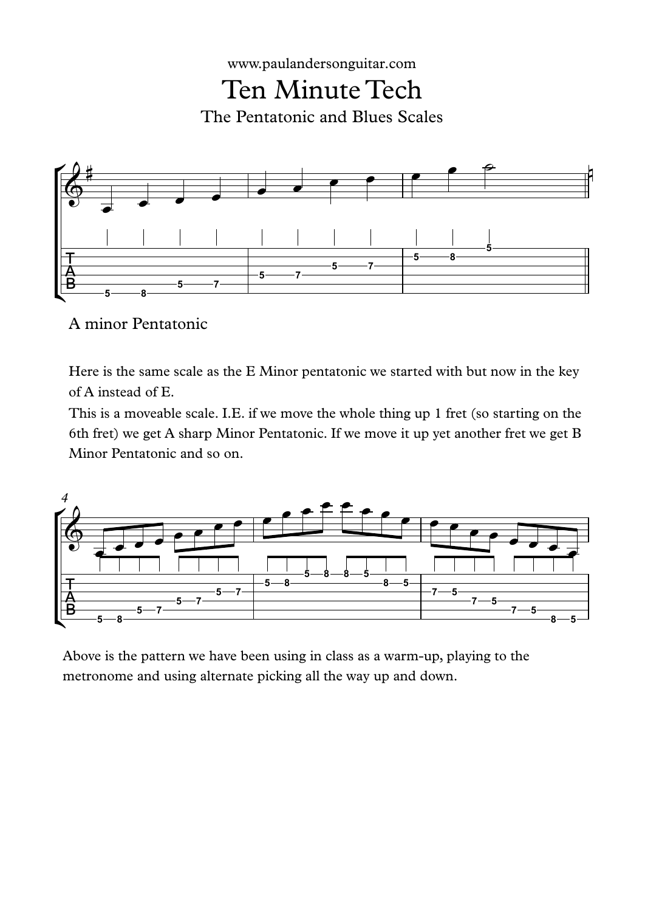www.paulandersonguitar.com

# Ten Minute Tech

## The Pentatonic and Blues Scales

A minor Pentatonic

Here is the same scale as the E Minor pentatonic we started with but now in the key of A instead of E.

This is a moveable scale. I.E. if we move the whole thing up 1 fret (so starting on the 6th fret) we get A sharp Minor Pentatonic. If we move it up yet another fret we get B Minor Pentatonic and so on.

Above is the pattern we have been using in class as a warm-up, playing to the metronome and using alternate picking all the way up and down.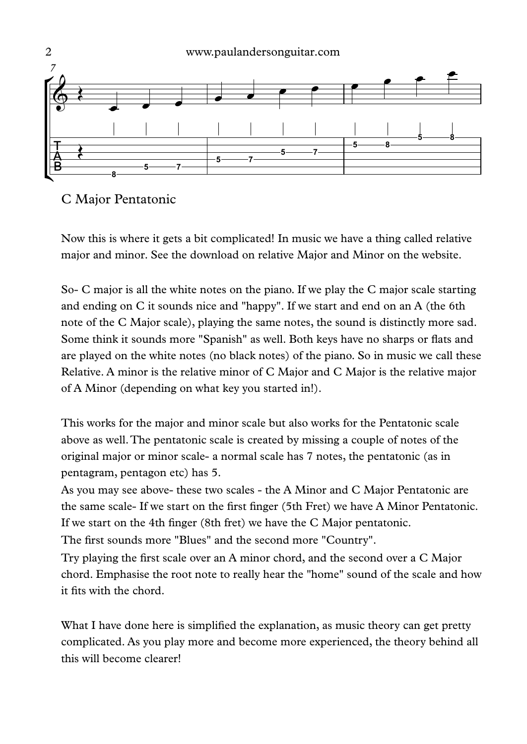C Major Pentatonic

Now this is where it gets a bit complicated! In music we have a thing called relative major and minor. See the download on relative Major and Minor on the website.

So- C major is all the white notes on the piano. If we play the C major scale starting and ending on C it sounds nice and "happy". If we start and end on an A (the 6th note of the C Major scale), playing the same notes, the sound is distinctly more sad. Some think it sounds more "Spanish" as well. Both keys have no sharps or flats and are played on the white notes (no black notes) of the piano. So in music we call these Relative. A minor is the relative minor of C Major and C Major is the relative major of A Minor (depending on what key you started in!).

This works for the major and minor scale but also works for the Pentatonic scale above as well. The pentatonic scale is created by missing a couple of notes of the original major or minor scale- a normal scale has 7 notes, the pentatonic (as in pentagram, pentagon etc) has 5.

As you may see above- these two scales - the A Minor and C Major Pentatonic are the same scale- If we start on the first finger (5th Fret) we have A Minor Pentatonic. If we start on the 4th finger (8th fret) we have the C Major pentatonic.

The first sounds more "Blues" and the second more "Country".

Try playing the first scale over an A minor chord, and the second over a C Major chord. Emphasise the root note to really hear the "home" sound of the scale and how it fits with the chord.

What I have done here is simplified the explanation, as music theory can get pretty complicated. As you play more and become more experienced, the theory behind all this will become clearer!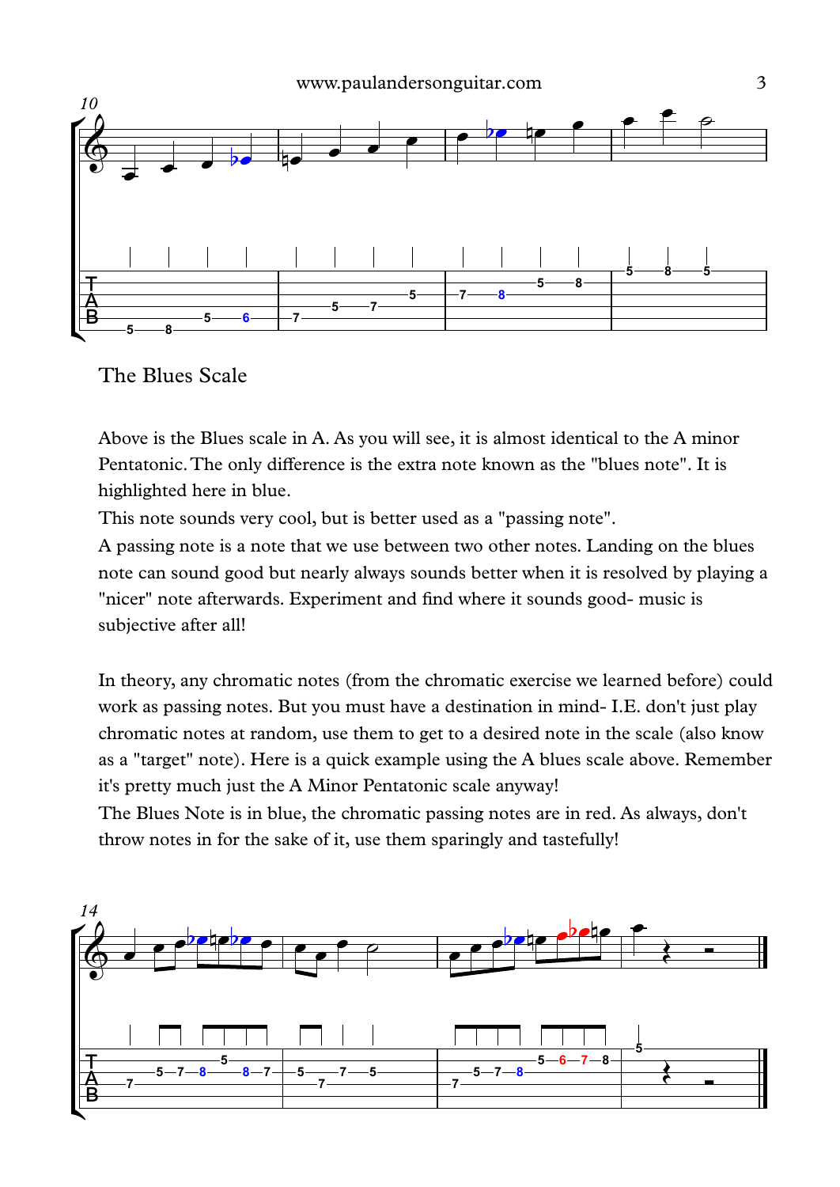## The Blues Scale

Above is the Blues scale in A. As you will see, it is almost identical to the A minor Pentatonic. The only difference is the extra note known as the "blues note". It is highlighted here in blue.

This note sounds very cool, but is better used as a "passing note".

A passing note is a note that we use between two other notes. Landing on the blues note can sound good but nearly always sounds better when it is resolved by playing a "nicer" note afterwards. Experiment and find where it sounds good- music is subjective after all!

In theory, any chromatic notes (from the chromatic exercise we learned before) could work as passing notes. But you must have a destination in mind- I.E. don't just play chromatic notes at random, use them to get to a desired note in the scale (also know as a "target" note). Here is a quick example using the A blues scale above. Remember it's pretty much just the A Minor Pentatonic scale anyway!

The Blues Note is in blue, the chromatic passing notes are in red. As always, don't throw notes in for the sake of it, use them sparingly and tastefully!